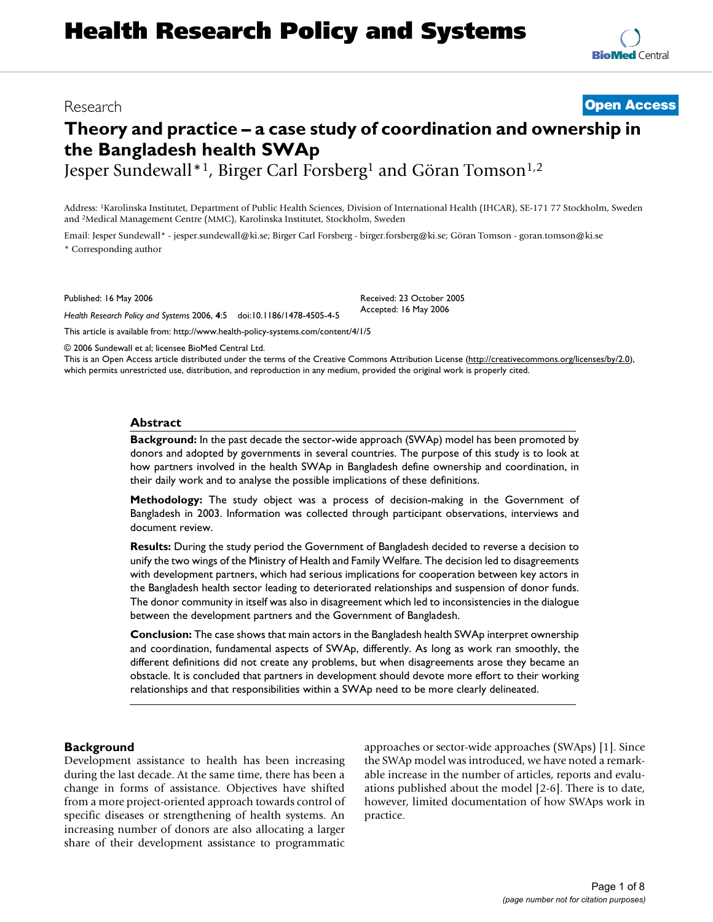Research

**Open Access**

# Theory and practice – a case study of coordination and ownership in the Bangladesh health SWAp

Jesper Sundewall*[1], Birger Carl Forsberg[1] and Göran Tomson[1,2]

Address: [1]Karolinska Institutet, Department of Public Health Sciences, Division of International Health (IHCAR), SE-171 77 Stockholm, Sweden and [2]Medical Management Centre (MMC), Karolinska Institutet, Stockholm, Sweden

Email: Jesper Sundewall* - jesper.sundewall@ki.se; Birger Carl Forsberg - birger.forsberg@ki.se; Göran Tomson - goran.tomson@ki.se

* Corresponding author

Published: 16 May 2006

*Health Research Policy and Systems* 2006, **4**:5 doi:10.1186/1478-4505-4-5

Received: 23 October 2005
Accepted: 16 May 2006

This article is available from: http://www.health-policy-systems.com/content/4/1/5

© 2006 Sundewall et al; licensee BioMed Central Ltd.
This is an Open Access article distributed under the terms of the Creative Commons Attribution License (http://creativecommons.org/licenses/by/2.0), which permits unrestricted use, distribution, and reproduction in any medium, provided the original work is properly cited.

## Abstract

**Background:** In the past decade the sector-wide approach (SWAp) model has been promoted by donors and adopted by governments in several countries. The purpose of this study is to look at how partners involved in the health SWAp in Bangladesh define ownership and coordination, in their daily work and to analyse the possible implications of these definitions.

**Methodology:** The study object was a process of decision-making in the Government of Bangladesh in 2003. Information was collected through participant observations, interviews and document review.

**Results:** During the study period the Government of Bangladesh decided to reverse a decision to unify the two wings of the Ministry of Health and Family Welfare. The decision led to disagreements with development partners, which had serious implications for cooperation between key actors in the Bangladesh health sector leading to deteriorated relationships and suspension of donor funds. The donor community in itself was also in disagreement which led to inconsistencies in the dialogue between the development partners and the Government of Bangladesh.

**Conclusion:** The case shows that main actors in the Bangladesh health SWAp interpret ownership and coordination, fundamental aspects of SWAp, differently. As long as work ran smoothly, the different definitions did not create any problems, but when disagreements arose they became an obstacle. It is concluded that partners in development should devote more effort to their working relationships and that responsibilities within a SWAp need to be more clearly delineated.

## Background

Development assistance to health has been increasing during the last decade. At the same time, there has been a change in forms of assistance. Objectives have shifted from a more project-oriented approach towards control of specific diseases or strengthening of health systems. An increasing number of donors are also allocating a larger share of their development assistance to programmatic approaches or sector-wide approaches (SWAps) [1]. Since the SWAp model was introduced, we have noted a remarkable increase in the number of articles, reports and evaluations published about the model [2-6]. There is to date, however, limited documentation of how SWAps work in practice.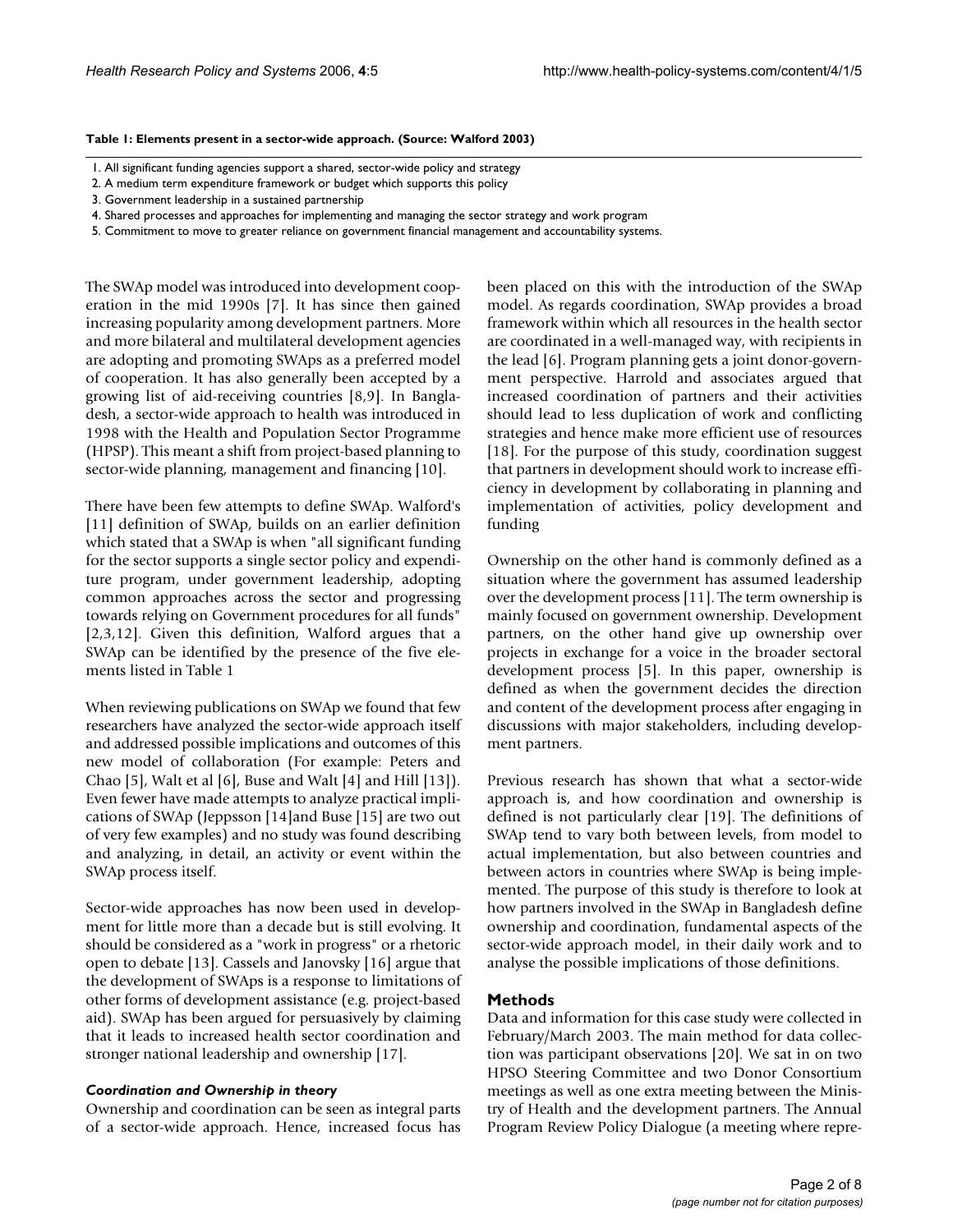**Table 1: Elements present in a sector-wide approach. (Source: Walford 2003)**

1. All significant funding agencies support a shared, sector-wide policy and strategy
2. A medium term expenditure framework or budget which supports this policy
3. Government leadership in a sustained partnership
4. Shared processes and approaches for implementing and managing the sector strategy and work program
5. Commitment to move to greater reliance on government financial management and accountability systems.

The SWAp model was introduced into development cooperation in the mid 1990s [7]. It has since then gained increasing popularity among development partners. More and more bilateral and multilateral development agencies are adopting and promoting SWAps as a preferred model of cooperation. It has also generally been accepted by a growing list of aid-receiving countries [8,9]. In Bangladesh, a sector-wide approach to health was introduced in 1998 with the Health and Population Sector Programme (HPSP). This meant a shift from project-based planning to sector-wide planning, management and financing [10].

There have been few attempts to define SWAp. Walford's [11] definition of SWAp, builds on an earlier definition which stated that a SWAp is when "all significant funding for the sector supports a single sector policy and expenditure program, under government leadership, adopting common approaches across the sector and progressing towards relying on Government procedures for all funds" [2,3,12]. Given this definition, Walford argues that a SWAp can be identified by the presence of the five elements listed in Table 1

When reviewing publications on SWAp we found that few researchers have analyzed the sector-wide approach itself and addressed possible implications and outcomes of this new model of collaboration (For example: Peters and Chao [5], Walt et al [6], Buse and Walt [4] and Hill [13]). Even fewer have made attempts to analyze practical implications of SWAp (Jeppsson [14]and Buse [15] are two out of very few examples) and no study was found describing and analyzing, in detail, an activity or event within the SWAp process itself.

Sector-wide approaches has now been used in development for little more than a decade but is still evolving. It should be considered as a "work in progress" or a rhetoric open to debate [13]. Cassels and Janovsky [16] argue that the development of SWAps is a response to limitations of other forms of development assistance (e.g. project-based aid). SWAp has been argued for persuasively by claiming that it leads to increased health sector coordination and stronger national leadership and ownership [17].

### *Coordination and Ownership in theory*

Ownership and coordination can be seen as integral parts of a sector-wide approach. Hence, increased focus has been placed on this with the introduction of the SWAp model. As regards coordination, SWAp provides a broad framework within which all resources in the health sector are coordinated in a well-managed way, with recipients in the lead [6]. Program planning gets a joint donor-government perspective. Harrold and associates argued that increased coordination of partners and their activities should lead to less duplication of work and conflicting strategies and hence make more efficient use of resources [18]. For the purpose of this study, coordination suggest that partners in development should work to increase efficiency in development by collaborating in planning and implementation of activities, policy development and funding

Ownership on the other hand is commonly defined as a situation where the government has assumed leadership over the development process [11]. The term ownership is mainly focused on government ownership. Development partners, on the other hand give up ownership over projects in exchange for a voice in the broader sectoral development process [5]. In this paper, ownership is defined as when the government decides the direction and content of the development process after engaging in discussions with major stakeholders, including development partners.

Previous research has shown that what a sector-wide approach is, and how coordination and ownership is defined is not particularly clear [19]. The definitions of SWAp tend to vary both between levels, from model to actual implementation, but also between countries and between actors in countries where SWAp is being implemented. The purpose of this study is therefore to look at how partners involved in the SWAp in Bangladesh define ownership and coordination, fundamental aspects of the sector-wide approach model, in their daily work and to analyse the possible implications of those definitions.

## Methods

Data and information for this case study were collected in February/March 2003. The main method for data collection was participant observations [20]. We sat in on two HPSO Steering Committee and two Donor Consortium meetings as well as one extra meeting between the Ministry of Health and the development partners. The Annual Program Review Policy Dialogue (a meeting where repre-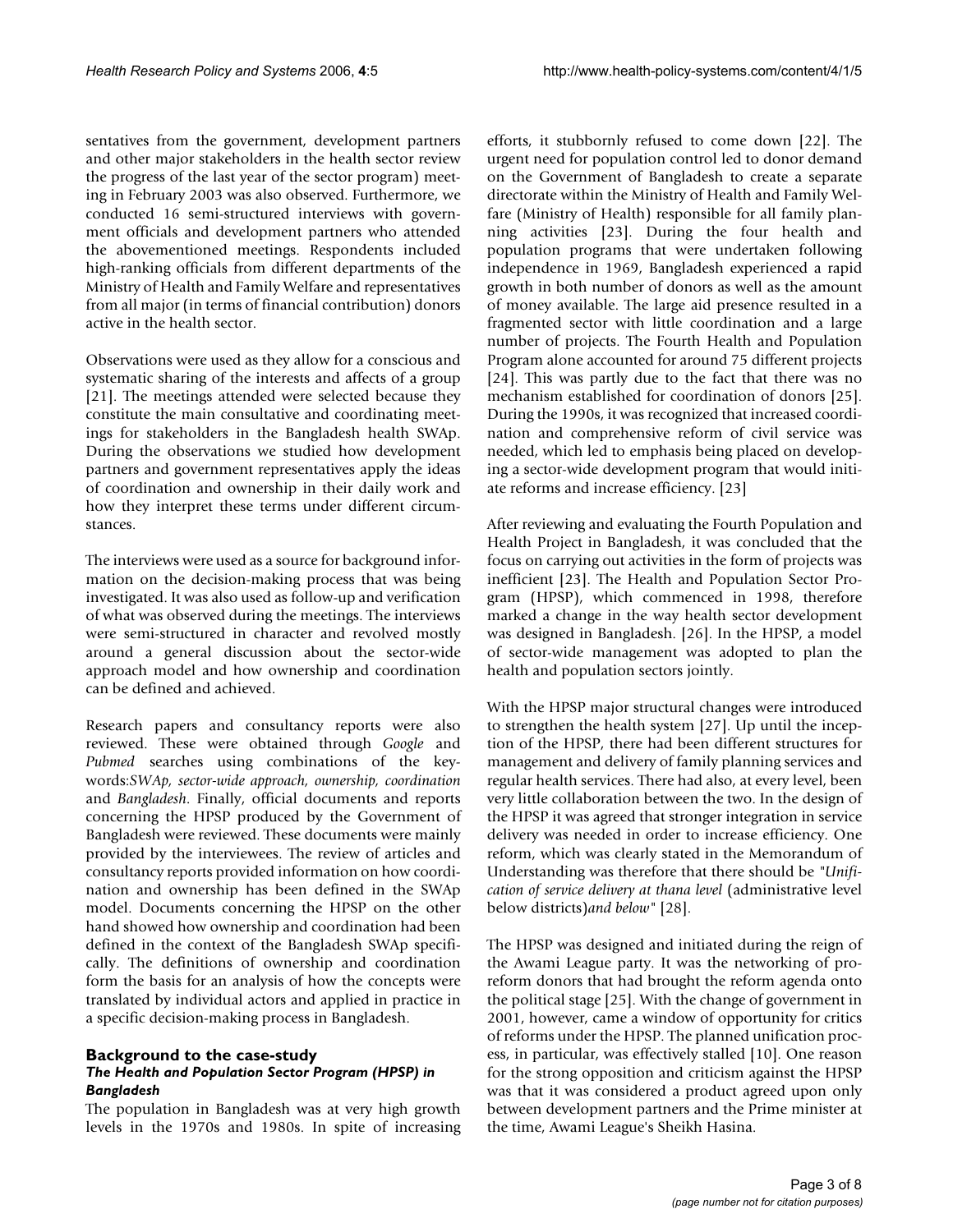sentatives from the government, development partners and other major stakeholders in the health sector review the progress of the last year of the sector program) meeting in February 2003 was also observed. Furthermore, we conducted 16 semi-structured interviews with government officials and development partners who attended the abovementioned meetings. Respondents included high-ranking officials from different departments of the Ministry of Health and Family Welfare and representatives from all major (in terms of financial contribution) donors active in the health sector.

Observations were used as they allow for a conscious and systematic sharing of the interests and affects of a group [21]. The meetings attended were selected because they constitute the main consultative and coordinating meetings for stakeholders in the Bangladesh health SWAp. During the observations we studied how development partners and government representatives apply the ideas of coordination and ownership in their daily work and how they interpret these terms under different circumstances.

The interviews were used as a source for background information on the decision-making process that was being investigated. It was also used as follow-up and verification of what was observed during the meetings. The interviews were semi-structured in character and revolved mostly around a general discussion about the sector-wide approach model and how ownership and coordination can be defined and achieved.

Research papers and consultancy reports were also reviewed. These were obtained through *Google* and *Pubmed* searches using combinations of the keywords:*SWAp, sector-wide approach, ownership, coordination* and *Bangladesh*. Finally, official documents and reports concerning the HPSP produced by the Government of Bangladesh were reviewed. These documents were mainly provided by the interviewees. The review of articles and consultancy reports provided information on how coordination and ownership has been defined in the SWAp model. Documents concerning the HPSP on the other hand showed how ownership and coordination had been defined in the context of the Bangladesh SWAp specifically. The definitions of ownership and coordination form the basis for an analysis of how the concepts were translated by individual actors and applied in practice in a specific decision-making process in Bangladesh.

## Background to the case-study

### *The Health and Population Sector Program (HPSP) in Bangladesh*

The population in Bangladesh was at very high growth levels in the 1970s and 1980s. In spite of increasing efforts, it stubbornly refused to come down [22]. The urgent need for population control led to donor demand on the Government of Bangladesh to create a separate directorate within the Ministry of Health and Family Welfare (Ministry of Health) responsible for all family planning activities [23]. During the four health and population programs that were undertaken following independence in 1969, Bangladesh experienced a rapid growth in both number of donors as well as the amount of money available. The large aid presence resulted in a fragmented sector with little coordination and a large number of projects. The Fourth Health and Population Program alone accounted for around 75 different projects [24]. This was partly due to the fact that there was no mechanism established for coordination of donors [25]. During the 1990s, it was recognized that increased coordination and comprehensive reform of civil service was needed, which led to emphasis being placed on developing a sector-wide development program that would initiate reforms and increase efficiency. [23]

After reviewing and evaluating the Fourth Population and Health Project in Bangladesh, it was concluded that the focus on carrying out activities in the form of projects was inefficient [23]. The Health and Population Sector Program (HPSP), which commenced in 1998, therefore marked a change in the way health sector development was designed in Bangladesh. [26]. In the HPSP, a model of sector-wide management was adopted to plan the health and population sectors jointly.

With the HPSP major structural changes were introduced to strengthen the health system [27]. Up until the inception of the HPSP, there had been different structures for management and delivery of family planning services and regular health services. There had also, at every level, been very little collaboration between the two. In the design of the HPSP it was agreed that stronger integration in service delivery was needed in order to increase efficiency. One reform, which was clearly stated in the Memorandum of Understanding was therefore that there should be "*Unification of service delivery at thana level* (administrative level below districts)*and below*" [28].

The HPSP was designed and initiated during the reign of the Awami League party. It was the networking of pro-reform donors that had brought the reform agenda onto the political stage [25]. With the change of government in 2001, however, came a window of opportunity for critics of reforms under the HPSP. The planned unification process, in particular, was effectively stalled [10]. One reason for the strong opposition and criticism against the HPSP was that it was considered a product agreed upon only between development partners and the Prime minister at the time, Awami League's Sheikh Hasina.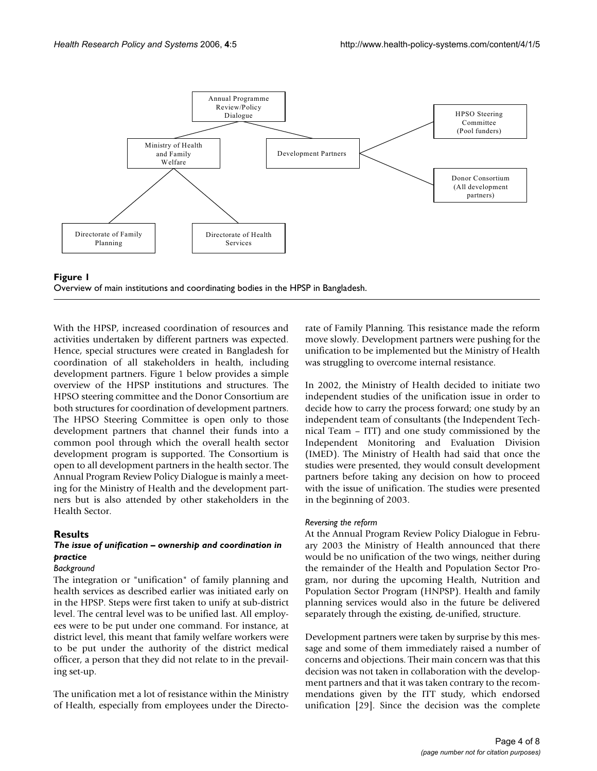**Figure 1**
Overview of main institutions and coordinating bodies in the HPSP in Bangladesh.

With the HPSP, increased coordination of resources and activities undertaken by different partners was expected. Hence, special structures were created in Bangladesh for coordination of all stakeholders in health, including development partners. Figure 1 below provides a simple overview of the HPSP institutions and structures. The HPSO steering committee and the Donor Consortium are both structures for coordination of development partners. The HPSO Steering Committee is open only to those development partners that channel their funds into a common pool through which the overall health sector development program is supported. The Consortium is open to all development partners in the health sector. The Annual Program Review Policy Dialogue is mainly a meeting for the Ministry of Health and the development partners but is also attended by other stakeholders in the Health Sector.

## Results

### *The issue of unification – ownership and coordination in practice*

#### *Background*

The integration or "unification" of family planning and health services as described earlier was initiated early on in the HPSP. Steps were first taken to unify at sub-district level. The central level was to be unified last. All employees were to be put under one command. For instance, at district level, this meant that family welfare workers were to be put under the authority of the district medical officer, a person that they did not relate to in the prevailing set-up.

The unification met a lot of resistance within the Ministry of Health, especially from employees under the Directorate of Family Planning. This resistance made the reform move slowly. Development partners were pushing for the unification to be implemented but the Ministry of Health was struggling to overcome internal resistance.

In 2002, the Ministry of Health decided to initiate two independent studies of the unification issue in order to decide how to carry the process forward; one study by an independent team of consultants (the Independent Technical Team – ITT) and one study commissioned by the Independent Monitoring and Evaluation Division (IMED). The Ministry of Health had said that once the studies were presented, they would consult development partners before taking any decision on how to proceed with the issue of unification. The studies were presented in the beginning of 2003.

#### *Reversing the reform*

At the Annual Program Review Policy Dialogue in February 2003 the Ministry of Health announced that there would be no unification of the two wings, neither during the remainder of the Health and Population Sector Program, nor during the upcoming Health, Nutrition and Population Sector Program (HNPSP). Health and family planning services would also in the future be delivered separately through the existing, de-unified, structure.

Development partners were taken by surprise by this message and some of them immediately raised a number of concerns and objections. Their main concern was that this decision was not taken in collaboration with the development partners and that it was taken contrary to the recommendations given by the ITT study, which endorsed unification [29]. Since the decision was the complete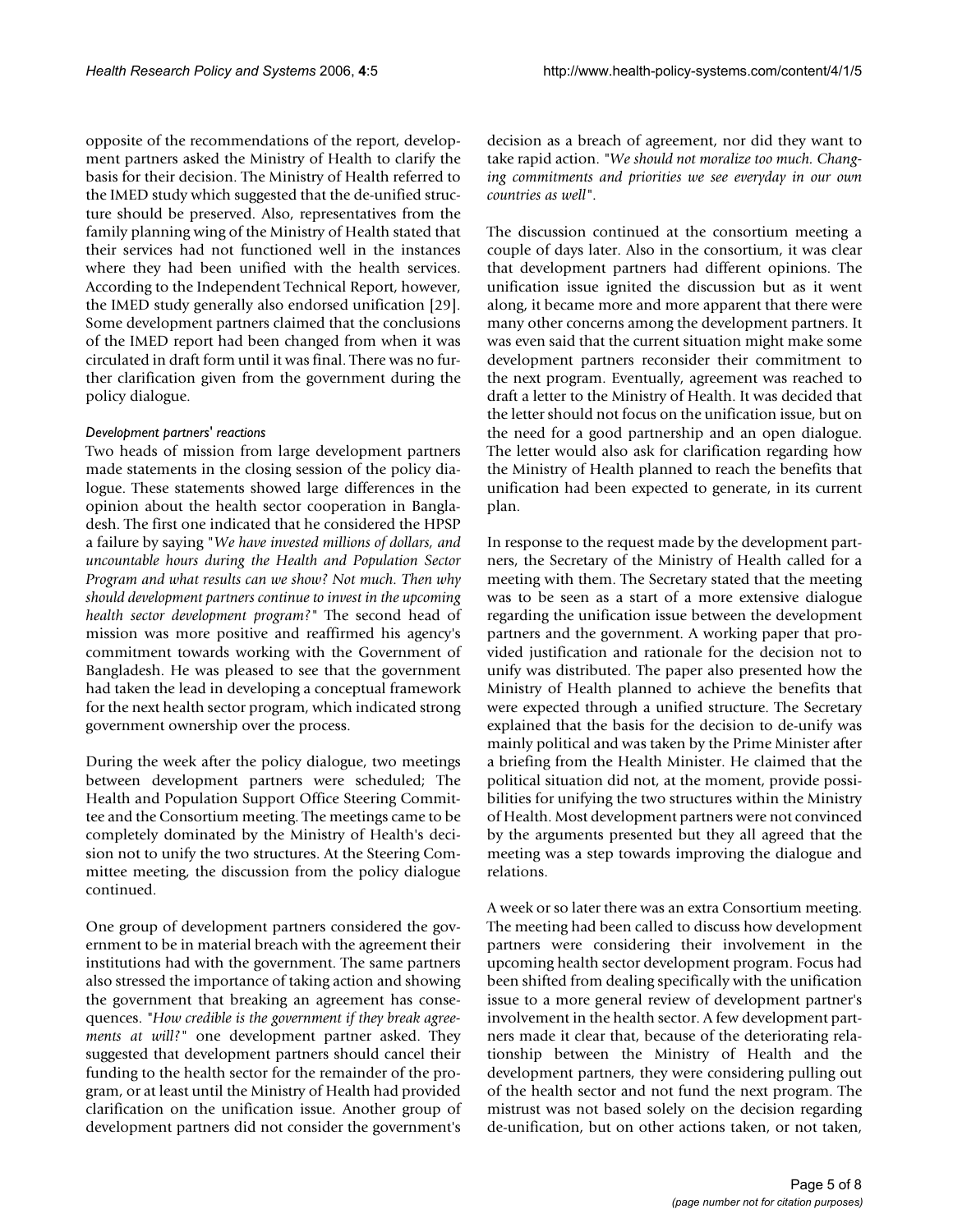opposite of the recommendations of the report, development partners asked the Ministry of Health to clarify the basis for their decision. The Ministry of Health referred to the IMED study which suggested that the de-unified structure should be preserved. Also, representatives from the family planning wing of the Ministry of Health stated that their services had not functioned well in the instances where they had been unified with the health services. According to the Independent Technical Report, however, the IMED study generally also endorsed unification [29]. Some development partners claimed that the conclusions of the IMED report had been changed from when it was circulated in draft form until it was final. There was no further clarification given from the government during the policy dialogue.

#### *Development partners' reactions*

Two heads of mission from large development partners made statements in the closing session of the policy dialogue. These statements showed large differences in the opinion about the health sector cooperation in Bangladesh. The first one indicated that he considered the HPSP a failure by saying "*We have invested millions of dollars, and uncountable hours during the Health and Population Sector Program and what results can we show? Not much. Then why should development partners continue to invest in the upcoming health sector development program?*" The second head of mission was more positive and reaffirmed his agency's commitment towards working with the Government of Bangladesh. He was pleased to see that the government had taken the lead in developing a conceptual framework for the next health sector program, which indicated strong government ownership over the process.

During the week after the policy dialogue, two meetings between development partners were scheduled; The Health and Population Support Office Steering Committee and the Consortium meeting. The meetings came to be completely dominated by the Ministry of Health's decision not to unify the two structures. At the Steering Committee meeting, the discussion from the policy dialogue continued.

One group of development partners considered the government to be in material breach with the agreement their institutions had with the government. The same partners also stressed the importance of taking action and showing the government that breaking an agreement has consequences. "*How credible is the government if they break agreements at will?*" one development partner asked. They suggested that development partners should cancel their funding to the health sector for the remainder of the program, or at least until the Ministry of Health had provided clarification on the unification issue. Another group of development partners did not consider the government's decision as a breach of agreement, nor did they want to take rapid action. "*We should not moralize too much. Changing commitments and priorities we see everyday in our own countries as well*".

The discussion continued at the consortium meeting a couple of days later. Also in the consortium, it was clear that development partners had different opinions. The unification issue ignited the discussion but as it went along, it became more and more apparent that there were many other concerns among the development partners. It was even said that the current situation might make some development partners reconsider their commitment to the next program. Eventually, agreement was reached to draft a letter to the Ministry of Health. It was decided that the letter should not focus on the unification issue, but on the need for a good partnership and an open dialogue. The letter would also ask for clarification regarding how the Ministry of Health planned to reach the benefits that unification had been expected to generate, in its current plan.

In response to the request made by the development partners, the Secretary of the Ministry of Health called for a meeting with them. The Secretary stated that the meeting was to be seen as a start of a more extensive dialogue regarding the unification issue between the development partners and the government. A working paper that provided justification and rationale for the decision not to unify was distributed. The paper also presented how the Ministry of Health planned to achieve the benefits that were expected through a unified structure. The Secretary explained that the basis for the decision to de-unify was mainly political and was taken by the Prime Minister after a briefing from the Health Minister. He claimed that the political situation did not, at the moment, provide possibilities for unifying the two structures within the Ministry of Health. Most development partners were not convinced by the arguments presented but they all agreed that the meeting was a step towards improving the dialogue and relations.

A week or so later there was an extra Consortium meeting. The meeting had been called to discuss how development partners were considering their involvement in the upcoming health sector development program. Focus had been shifted from dealing specifically with the unification issue to a more general review of development partner's involvement in the health sector. A few development partners made it clear that, because of the deteriorating relationship between the Ministry of Health and the development partners, they were considering pulling out of the health sector and not fund the next program. The mistrust was not based solely on the decision regarding de-unification, but on other actions taken, or not taken,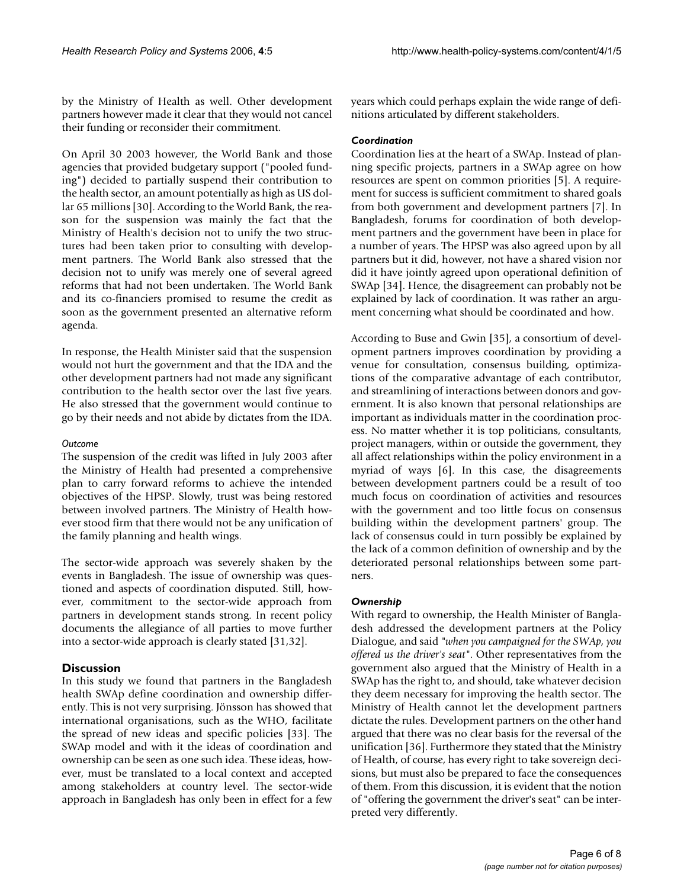by the Ministry of Health as well. Other development partners however made it clear that they would not cancel their funding or reconsider their commitment.

On April 30 2003 however, the World Bank and those agencies that provided budgetary support ("pooled funding") decided to partially suspend their contribution to the health sector, an amount potentially as high as US dollar 65 millions [30]. According to the World Bank, the reason for the suspension was mainly the fact that the Ministry of Health's decision not to unify the two structures had been taken prior to consulting with development partners. The World Bank also stressed that the decision not to unify was merely one of several agreed reforms that had not been undertaken. The World Bank and its co-financiers promised to resume the credit as soon as the government presented an alternative reform agenda.

In response, the Health Minister said that the suspension would not hurt the government and that the IDA and the other development partners had not made any significant contribution to the health sector over the last five years. He also stressed that the government would continue to go by their needs and not abide by dictates from the IDA.

#### *Outcome*

The suspension of the credit was lifted in July 2003 after the Ministry of Health had presented a comprehensive plan to carry forward reforms to achieve the intended objectives of the HPSP. Slowly, trust was being restored between involved partners. The Ministry of Health however stood firm that there would not be any unification of the family planning and health wings.

The sector-wide approach was severely shaken by the events in Bangladesh. The issue of ownership was questioned and aspects of coordination disputed. Still, however, commitment to the sector-wide approach from partners in development stands strong. In recent policy documents the allegiance of all parties to move further into a sector-wide approach is clearly stated [31,32].

## Discussion

In this study we found that partners in the Bangladesh health SWAp define coordination and ownership differently. This is not very surprising. Jönsson has showed that international organisations, such as the WHO, facilitate the spread of new ideas and specific policies [33]. The SWAp model and with it the ideas of coordination and ownership can be seen as one such idea. These ideas, however, must be translated to a local context and accepted among stakeholders at country level. The sector-wide approach in Bangladesh has only been in effect for a few years which could perhaps explain the wide range of definitions articulated by different stakeholders.

### *Coordination*

Coordination lies at the heart of a SWAp. Instead of planning specific projects, partners in a SWAp agree on how resources are spent on common priorities [5]. A requirement for success is sufficient commitment to shared goals from both government and development partners [7]. In Bangladesh, forums for coordination of both development partners and the government have been in place for a number of years. The HPSP was also agreed upon by all partners but it did, however, not have a shared vision nor did it have jointly agreed upon operational definition of SWAp [34]. Hence, the disagreement can probably not be explained by lack of coordination. It was rather an argument concerning what should be coordinated and how.

According to Buse and Gwin [35], a consortium of development partners improves coordination by providing a venue for consultation, consensus building, optimizations of the comparative advantage of each contributor, and streamlining of interactions between donors and government. It is also known that personal relationships are important as individuals matter in the coordination process. No matter whether it is top politicians, consultants, project managers, within or outside the government, they all affect relationships within the policy environment in a myriad of ways [6]. In this case, the disagreements between development partners could be a result of too much focus on coordination of activities and resources with the government and too little focus on consensus building within the development partners' group. The lack of consensus could in turn possibly be explained by the lack of a common definition of ownership and by the deteriorated personal relationships between some partners.

### *Ownership*

With regard to ownership, the Health Minister of Bangladesh addressed the development partners at the Policy Dialogue, and said *"when you campaigned for the SWAp, you offered us the driver's seat"*. Other representatives from the government also argued that the Ministry of Health in a SWAp has the right to, and should, take whatever decision they deem necessary for improving the health sector. The Ministry of Health cannot let the development partners dictate the rules. Development partners on the other hand argued that there was no clear basis for the reversal of the unification [36]. Furthermore they stated that the Ministry of Health, of course, has every right to take sovereign decisions, but must also be prepared to face the consequences of them. From this discussion, it is evident that the notion of "offering the government the driver's seat" can be interpreted very differently.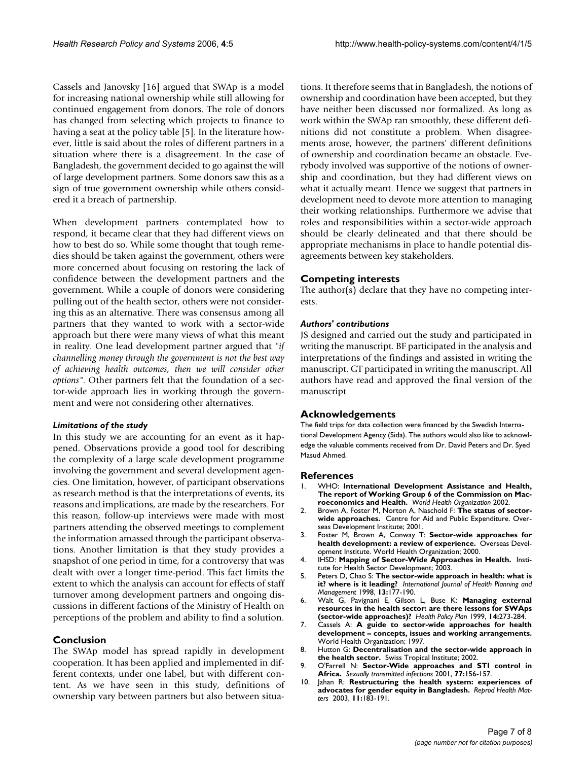Cassels and Janovsky [16] argued that SWAp is a model for increasing national ownership while still allowing for continued engagement from donors. The role of donors has changed from selecting which projects to finance to having a seat at the policy table [5]. In the literature however, little is said about the roles of different partners in a situation where there is a disagreement. In the case of Bangladesh, the government decided to go against the will of large development partners. Some donors saw this as a sign of true government ownership while others considered it a breach of partnership.

When development partners contemplated how to respond, it became clear that they had different views on how to best do so. While some thought that tough remedies should be taken against the government, others were more concerned about focusing on restoring the lack of confidence between the development partners and the government. While a couple of donors were considering pulling out of the health sector, others were not considering this as an alternative. There was consensus among all partners that they wanted to work with a sector-wide approach but there were many views of what this meant in reality. One lead development partner argued that "*if channelling money through the government is not the best way of achieving health outcomes, then we will consider other options*". Other partners felt that the foundation of a sector-wide approach lies in working through the government and were not considering other alternatives.

### *Limitations of the study*

In this study we are accounting for an event as it happened. Observations provide a good tool for describing the complexity of a large scale development programme involving the government and several development agencies. One limitation, however, of participant observations as research method is that the interpretations of events, its reasons and implications, are made by the researchers. For this reason, follow-up interviews were made with most partners attending the observed meetings to complement the information amassed through the participant observations. Another limitation is that they study provides a snapshot of one period in time, for a controversy that was dealt with over a longer time-period. This fact limits the extent to which the analysis can account for effects of staff turnover among development partners and ongoing discussions in different factions of the Ministry of Health on perceptions of the problem and ability to find a solution.

## Conclusion

The SWAp model has spread rapidly in development cooperation. It has been applied and implemented in different contexts, under one label, but with different content. As we have seen in this study, definitions of ownership vary between partners but also between situations. It therefore seems that in Bangladesh, the notions of ownership and coordination have been accepted, but they have neither been discussed nor formalized. As long as work within the SWAp ran smoothly, these different definitions did not constitute a problem. When disagreements arose, however, the partners' different definitions of ownership and coordination became an obstacle. Everybody involved was supportive of the notions of ownership and coordination, but they had different views on what it actually meant. Hence we suggest that partners in development need to devote more attention to managing their working relationships. Furthermore we advise that roles and responsibilities within a sector-wide approach should be clearly delineated and that there should be appropriate mechanisms in place to handle potential disagreements between key stakeholders.

## Competing interests

The author(s) declare that they have no competing interests.

### *Authors' contributions*

JS designed and carried out the study and participated in writing the manuscript. BF participated in the analysis and interpretations of the findings and assisted in writing the manuscript. GT participated in writing the manuscript. All authors have read and approved the final version of the manuscript

## Acknowledgements

The field trips for data collection were financed by the Swedish International Development Agency (Sida). The authors would also like to acknowledge the valuable comments received from Dr. David Peters and Dr. Syed Masud Ahmed.

## References

1. WHO: **International Development Assistance and Health, The report of Working Group 6 of the Commission on Macroeconomics and Health.** *World Health Organization* 2002.
2. Brown A, Foster M, Norton A, Naschold F: **The status of sector-wide approaches.** Centre for Aid and Public Expenditure. Overseas Development Institute; 2001.
3. Foster M, Brown A, Conway T: **Sector-wide approaches for health development: a review of experience.** Overseas Development Institute. World Health Organization; 2000.
4. IHSD: **Mapping of Sector-Wide Approaches in Health.** Institute for Health Sector Development; 2003.
5. Peters D, Chao S: **The sector-wide approach in health: what is it? where is it leading?** *International Journal of Health Planning and Management* 1998, **13:**177-190.
6. Walt G, Pavignani E, Gilson L, Buse K: **Managing external resources in the health sector: are there lessons for SWAps (sector-wide approaches)?** *Health Policy Plan* 1999, **14:**273-284.
7. Cassels A: **A guide to sector-wide approaches for health development – concepts, issues and working arrangements.** World Health Organization; 1997.
8. Hutton G: **Decentralisation and the sector-wide approach in the health sector.** Swiss Tropical Institute; 2002.
9. O'Farrell N: **Sector-Wide approaches and STI control in Africa.** *Sexually transmitted infections* 2001, **77:**156-157.
10. Jahan R: **Restructuring the health system: experiences of advocates for gender equity in Bangladesh.** *Reprod Health Matters* 2003, **11:**183-191.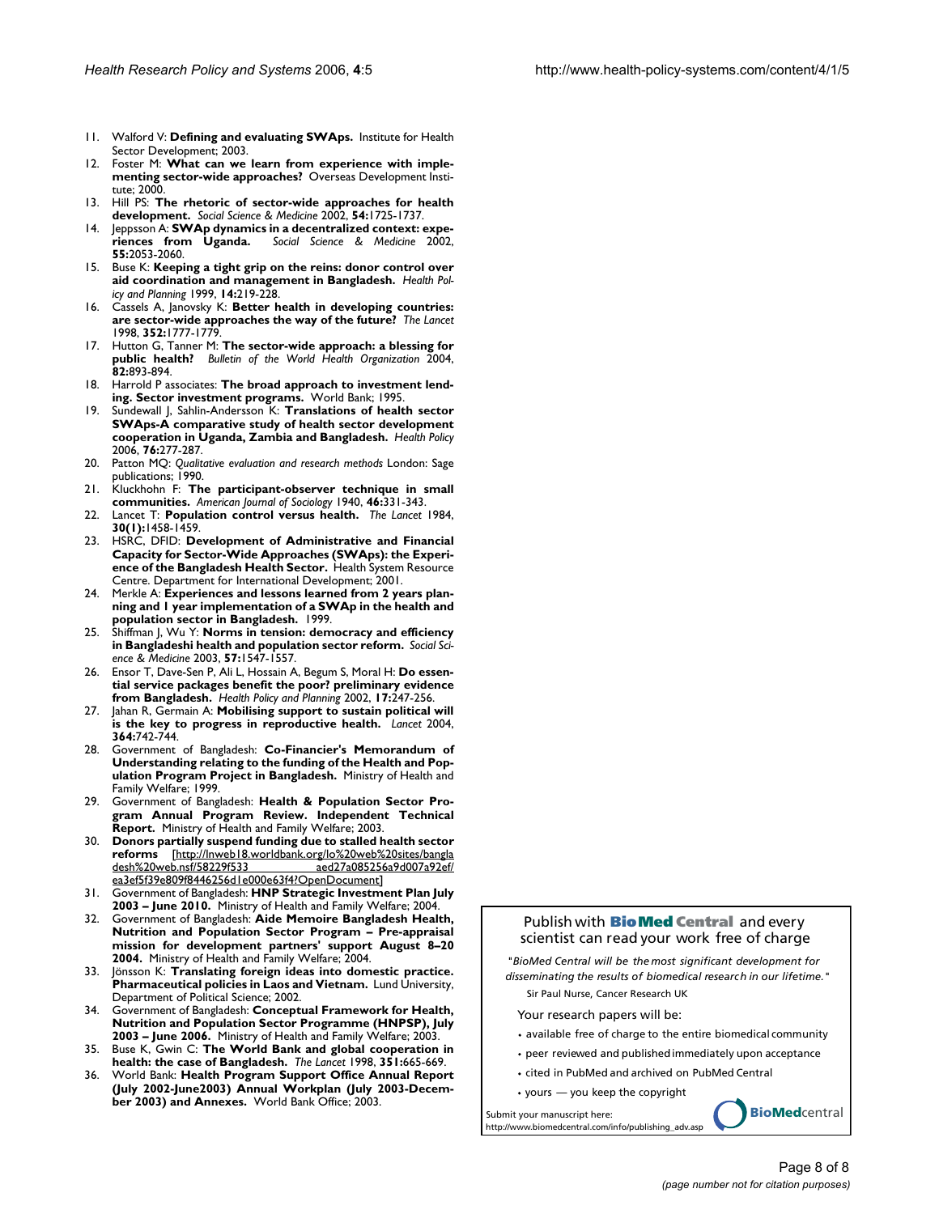11. Walford V: **Defining and evaluating SWAps.** Institute for Health Sector Development; 2003.
12. Foster M: **What can we learn from experience with implementing sector-wide approaches?** Overseas Development Institute; 2000.
13. Hill PS: **The rhetoric of sector-wide approaches for health development.** *Social Science & Medicine* 2002, **54:**1725-1737.
14. Jeppsson A: **SWAp dynamics in a decentralized context: experiences from Uganda.** *Social Science & Medicine* 2002, **55:**2053-2060.
15. Buse K: **Keeping a tight grip on the reins: donor control over aid coordination and management in Bangladesh.** *Health Policy and Planning* 1999, **14:**219-228.
16. Cassels A, Janovsky K: **Better health in developing countries: are sector-wide approaches the way of the future?** *The Lancet* 1998, **352:**1777-1779.
17. Hutton G, Tanner M: **The sector-wide approach: a blessing for public health?** *Bulletin of the World Health Organization* 2004, **82:**893-894.
18. Harrold P associates: **The broad approach to investment lending. Sector investment programs.** World Bank; 1995.
19. Sundewall J, Sahlin-Andersson K: **Translations of health sector SWAps-A comparative study of health sector development cooperation in Uganda, Zambia and Bangladesh.** *Health Policy* 2006, **76:**277-287.
20. Patton MQ: *Qualitative evaluation and research methods* London: Sage publications; 1990.
21. Kluckhohn F: **The participant-observer technique in small communities.** *American Journal of Sociology* 1940, **46:**331-343.
22. Lancet T: **Population control versus health.** *The Lancet* 1984, **30(1):**1458-1459.
23. HSRC, DFID: **Development of Administrative and Financial Capacity for Sector-Wide Approaches (SWAps): the Experience of the Bangladesh Health Sector.** Health System Resource Centre. Department for International Development; 2001.
24. Merkle A: **Experiences and lessons learned from 2 years planning and 1 year implementation of a SWAp in the health and population sector in Bangladesh.** 1999.
25. Shiffman J, Wu Y: **Norms in tension: democracy and efficiency in Bangladeshi health and population sector reform.** *Social Science & Medicine* 2003, **57:**1547-1557.
26. Ensor T, Dave-Sen P, Ali L, Hossain A, Begum S, Moral H: **Do essential service packages benefit the poor? preliminary evidence from Bangladesh.** *Health Policy and Planning* 2002, **17:**247-256.
27. Jahan R, Germain A: **Mobilising support to sustain political will is the key to progress in reproductive health.** *Lancet* 2004, **364:**742-744.
28. Government of Bangladesh: **Co-Financier's Memorandum of Understanding relating to the funding of the Health and Population Program Project in Bangladesh.** Ministry of Health and Family Welfare; 1999.
29. Government of Bangladesh: **Health & Population Sector Program Annual Program Review. Independent Technical Report.** Ministry of Health and Family Welfare; 2003.
30. **Donors partially suspend funding due to stalled health sector reforms** [http://lnweb18.worldbank.org/lo%20web%20sites/bangladesh%20web.nsf/58229f533aed27a085256a9d007a92ef/ea3ef5f39e809f8446256d1e000e63f4?OpenDocument]
31. Government of Bangladesh: **HNP Strategic Investment Plan July 2003 – June 2010.** Ministry of Health and Family Welfare; 2004.
32. Government of Bangladesh: **Aide Memoire Bangladesh Health, Nutrition and Population Sector Program – Pre-appraisal mission for development partners' support August 8–20 2004.** Ministry of Health and Family Welfare; 2004.
33. Jönsson K: **Translating foreign ideas into domestic practice. Pharmaceutical policies in Laos and Vietnam.** Lund University, Department of Political Science; 2002.
34. Government of Bangladesh: **Conceptual Framework for Health, Nutrition and Population Sector Programme (HNPSP), July 2003 – June 2006.** Ministry of Health and Family Welfare; 2003.
35. Buse K, Gwin C: **The World Bank and global cooperation in health: the case of Bangladesh.** *The Lancet* 1998, **351:**665-669.
36. World Bank: **Health Program Support Office Annual Report (July 2002-June2003) Annual Workplan (July 2003-December 2003) and Annexes.** World Bank Office; 2003.

Publish with **BioMed Central** and every scientist can read your work free of charge

*"BioMed Central will be the most significant development for disseminating the results of biomedical research in our lifetime."*

Sir Paul Nurse, Cancer Research UK

Your research papers will be:

- available free of charge to the entire biomedical community
- peer reviewed and published immediately upon acceptance
- cited in PubMed and archived on PubMed Central
- yours — you keep the copyright

Submit your manuscript here:
http://www.biomedcentral.com/info/publishing_adv.asp

**BioMed**central